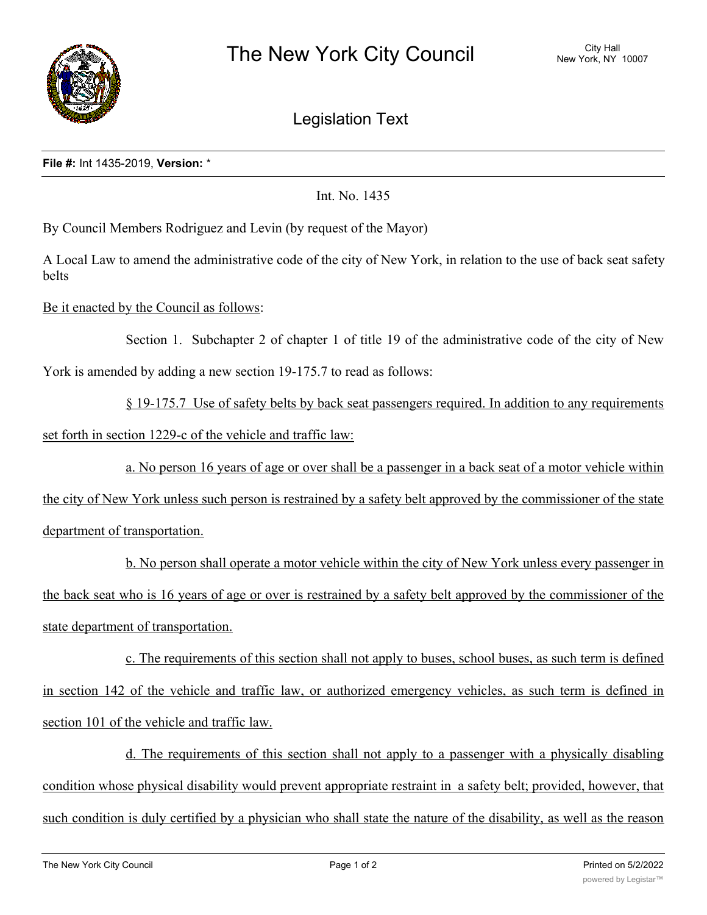# The New York City Council

City Hall
New York, NY 10007

## Legislation Text

**File #:** Int 1435-2019, **Version:** *

Int. No. 1435

By Council Members Rodriguez and Levin (by request of the Mayor)

A Local Law to amend the administrative code of the city of New York, in relation to the use of back seat safety belts

Be it enacted by the Council as follows:

Section 1. Subchapter 2 of chapter 1 of title 19 of the administrative code of the city of New York is amended by adding a new section 19-175.7 to read as follows:

§ 19-175.7 Use of safety belts by back seat passengers required. In addition to any requirements set forth in section 1229-c of the vehicle and traffic law:

a. No person 16 years of age or over shall be a passenger in a back seat of a motor vehicle within the city of New York unless such person is restrained by a safety belt approved by the commissioner of the state department of transportation.

b. No person shall operate a motor vehicle within the city of New York unless every passenger in the back seat who is 16 years of age or over is restrained by a safety belt approved by the commissioner of the state department of transportation.

c. The requirements of this section shall not apply to buses, school buses, as such term is defined in section 142 of the vehicle and traffic law, or authorized emergency vehicles, as such term is defined in section 101 of the vehicle and traffic law.

d. The requirements of this section shall not apply to a passenger with a physically disabling condition whose physical disability would prevent appropriate restraint in a safety belt; provided, however, that such condition is duly certified by a physician who shall state the nature of the disability, as well as the reason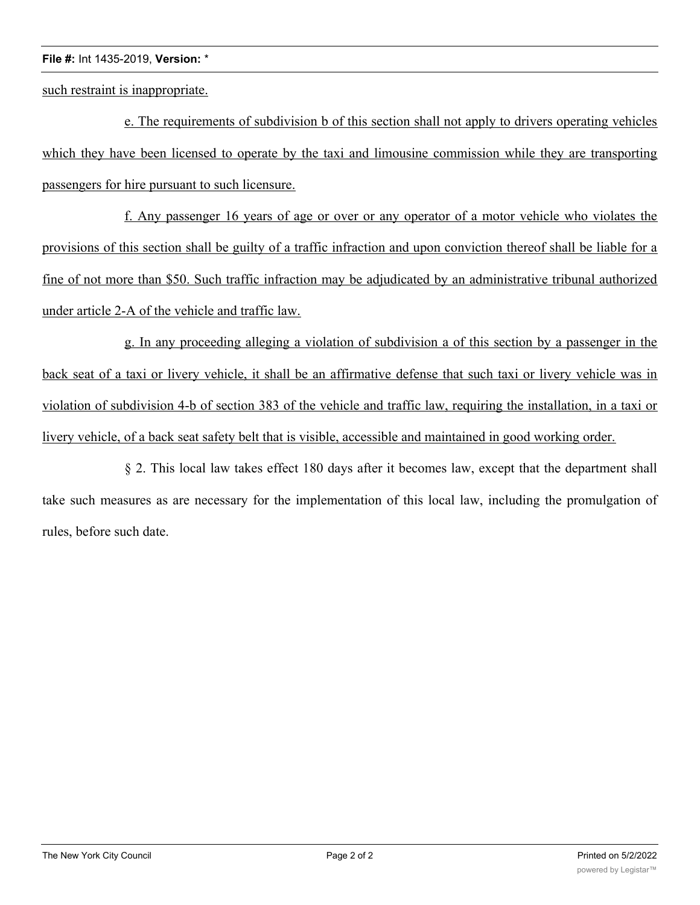such restraint is inappropriate.

e. The requirements of subdivision b of this section shall not apply to drivers operating vehicles which they have been licensed to operate by the taxi and limousine commission while they are transporting passengers for hire pursuant to such licensure.

f. Any passenger 16 years of age or over or any operator of a motor vehicle who violates the provisions of this section shall be guilty of a traffic infraction and upon conviction thereof shall be liable for a fine of not more than $50. Such traffic infraction may be adjudicated by an administrative tribunal authorized under article 2-A of the vehicle and traffic law.

g. In any proceeding alleging a violation of subdivision a of this section by a passenger in the back seat of a taxi or livery vehicle, it shall be an affirmative defense that such taxi or livery vehicle was in violation of subdivision 4-b of section 383 of the vehicle and traffic law, requiring the installation, in a taxi or livery vehicle, of a back seat safety belt that is visible, accessible and maintained in good working order.

§ 2. This local law takes effect 180 days after it becomes law, except that the department shall take such measures as are necessary for the implementation of this local law, including the promulgation of rules, before such date.